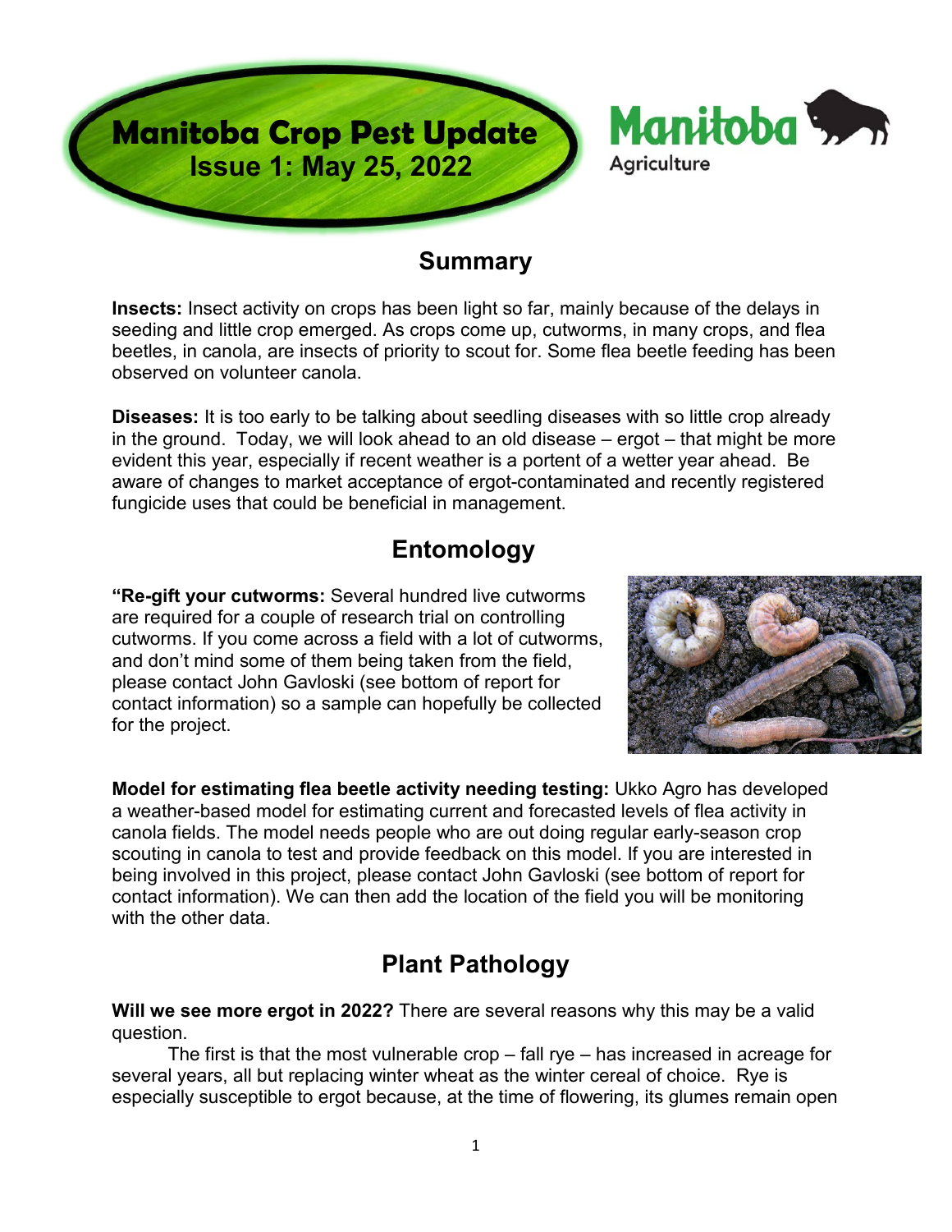# Manitoba Crop Pest Update

**Issue 1: May 25, 2022**

Manitoba Agriculture

## Summary

**Insects:** Insect activity on crops has been light so far, mainly because of the delays in seeding and little crop emerged. As crops come up, cutworms, in many crops, and flea beetles, in canola, are insects of priority to scout for. Some flea beetle feeding has been observed on volunteer canola.

**Diseases:** It is too early to be talking about seedling diseases with so little crop already in the ground. Today, we will look ahead to an old disease – ergot – that might be more evident this year, especially if recent weather is a portent of a wetter year ahead. Be aware of changes to market acceptance of ergot-contaminated and recently registered fungicide uses that could be beneficial in management.

## Entomology

**"Re-gift your cutworms:** Several hundred live cutworms are required for a couple of research trial on controlling cutworms. If you come across a field with a lot of cutworms, and don't mind some of them being taken from the field, please contact John Gavloski (see bottom of report for contact information) so a sample can hopefully be collected for the project.

**Model for estimating flea beetle activity needing testing:** Ukko Agro has developed a weather-based model for estimating current and forecasted levels of flea activity in canola fields. The model needs people who are out doing regular early-season crop scouting in canola to test and provide feedback on this model. If you are interested in being involved in this project, please contact John Gavloski (see bottom of report for contact information). We can then add the location of the field you will be monitoring with the other data.

## Plant Pathology

**Will we see more ergot in 2022?** There are several reasons why this may be a valid question.

The first is that the most vulnerable crop – fall rye – has increased in acreage for several years, all but replacing winter wheat as the winter cereal of choice. Rye is especially susceptible to ergot because, at the time of flowering, its glumes remain open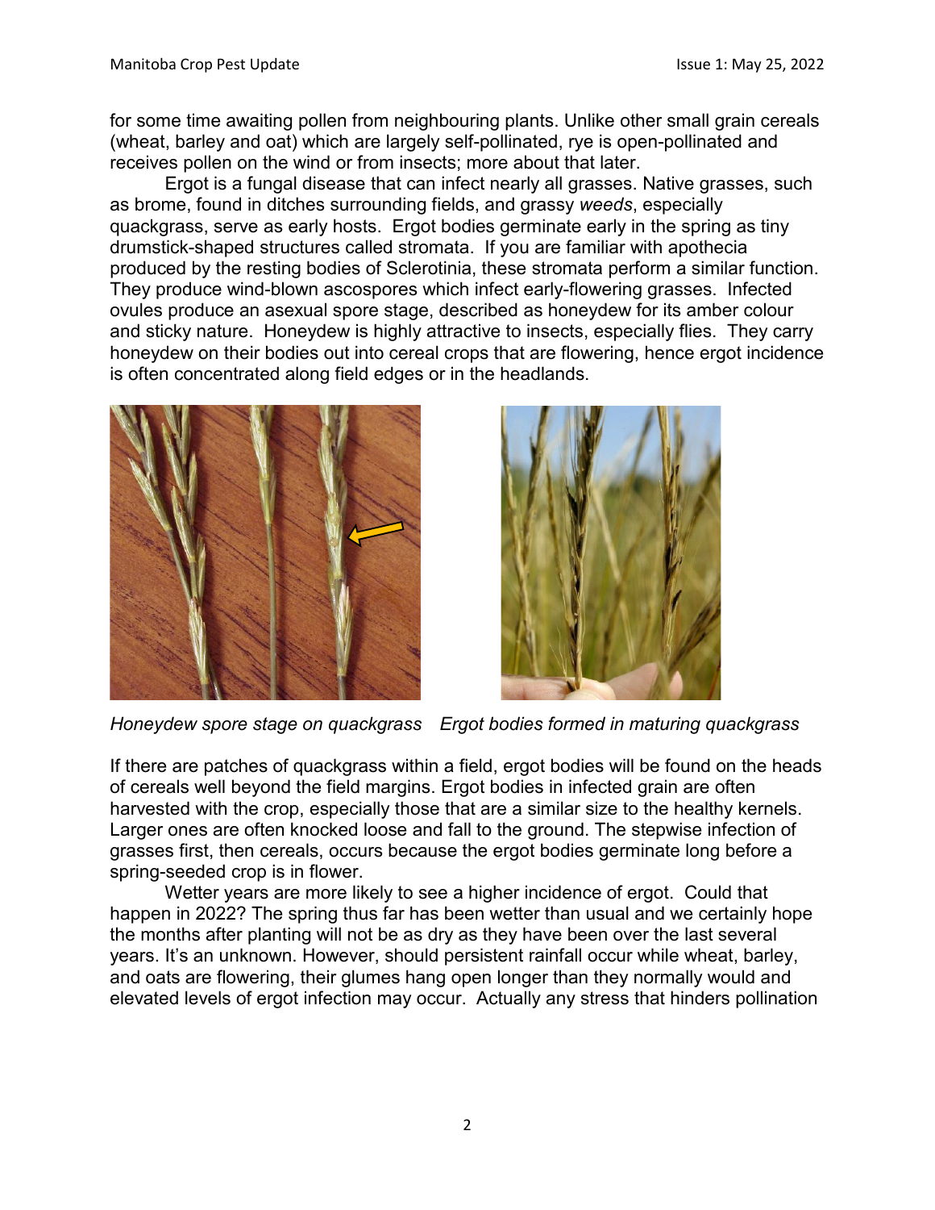for some time awaiting pollen from neighbouring plants. Unlike other small grain cereals (wheat, barley and oat) which are largely self-pollinated, rye is open-pollinated and receives pollen on the wind or from insects; more about that later.

Ergot is a fungal disease that can infect nearly all grasses. Native grasses, such as brome, found in ditches surrounding fields, and grassy *weeds*, especially quackgrass, serve as early hosts. Ergot bodies germinate early in the spring as tiny drumstick-shaped structures called stromata. If you are familiar with apothecia produced by the resting bodies of Sclerotinia, these stromata perform a similar function. They produce wind-blown ascospores which infect early-flowering grasses. Infected ovules produce an asexual spore stage, described as honeydew for its amber colour and sticky nature. Honeydew is highly attractive to insects, especially flies. They carry honeydew on their bodies out into cereal crops that are flowering, hence ergot incidence is often concentrated along field edges or in the headlands.

*Honeydew spore stage on quackgrass*   *Ergot bodies formed in maturing quackgrass*

If there are patches of quackgrass within a field, ergot bodies will be found on the heads of cereals well beyond the field margins. Ergot bodies in infected grain are often harvested with the crop, especially those that are a similar size to the healthy kernels. Larger ones are often knocked loose and fall to the ground. The stepwise infection of grasses first, then cereals, occurs because the ergot bodies germinate long before a spring-seeded crop is in flower.

Wetter years are more likely to see a higher incidence of ergot. Could that happen in 2022? The spring thus far has been wetter than usual and we certainly hope the months after planting will not be as dry as they have been over the last several years. It's an unknown. However, should persistent rainfall occur while wheat, barley, and oats are flowering, their glumes hang open longer than they normally would and elevated levels of ergot infection may occur. Actually any stress that hinders pollination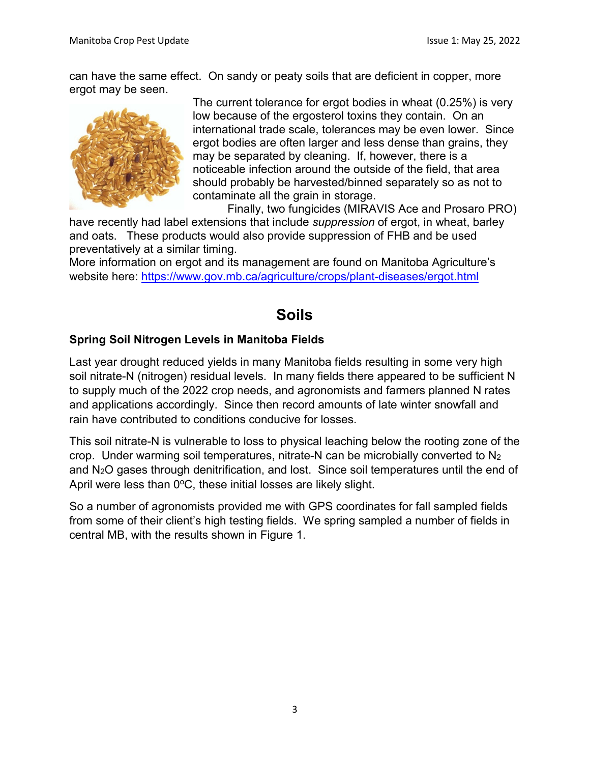can have the same effect. On sandy or peaty soils that are deficient in copper, more ergot may be seen.

The current tolerance for ergot bodies in wheat (0.25%) is very low because of the ergosterol toxins they contain. On an international trade scale, tolerances may be even lower. Since ergot bodies are often larger and less dense than grains, they may be separated by cleaning. If, however, there is a noticeable infection around the outside of the field, that area should probably be harvested/binned separately so as not to contaminate all the grain in storage.

Finally, two fungicides (MIRAVIS Ace and Prosaro PRO) have recently had label extensions that include *suppression* of ergot, in wheat, barley and oats. These products would also provide suppression of FHB and be used preventatively at a similar timing.

More information on ergot and its management are found on Manitoba Agriculture's website here: [https://www.gov.mb.ca/agriculture/crops/plant-diseases/ergot.html](https://www.gov.mb.ca/agriculture/crops/plant-diseases/ergot.html)

# Soils

### Spring Soil Nitrogen Levels in Manitoba Fields

Last year drought reduced yields in many Manitoba fields resulting in some very high soil nitrate-N (nitrogen) residual levels. In many fields there appeared to be sufficient N to supply much of the 2022 crop needs, and agronomists and farmers planned N rates and applications accordingly. Since then record amounts of late winter snowfall and rain have contributed to conditions conducive for losses.

This soil nitrate-N is vulnerable to loss to physical leaching below the rooting zone of the crop. Under warming soil temperatures, nitrate-N can be microbially converted to $N_2$ and $N_2O$ gases through denitrification, and lost. Since soil temperatures until the end of April were less than 0ºC, these initial losses are likely slight.

So a number of agronomists provided me with GPS coordinates for fall sampled fields from some of their client's high testing fields. We spring sampled a number of fields in central MB, with the results shown in Figure 1.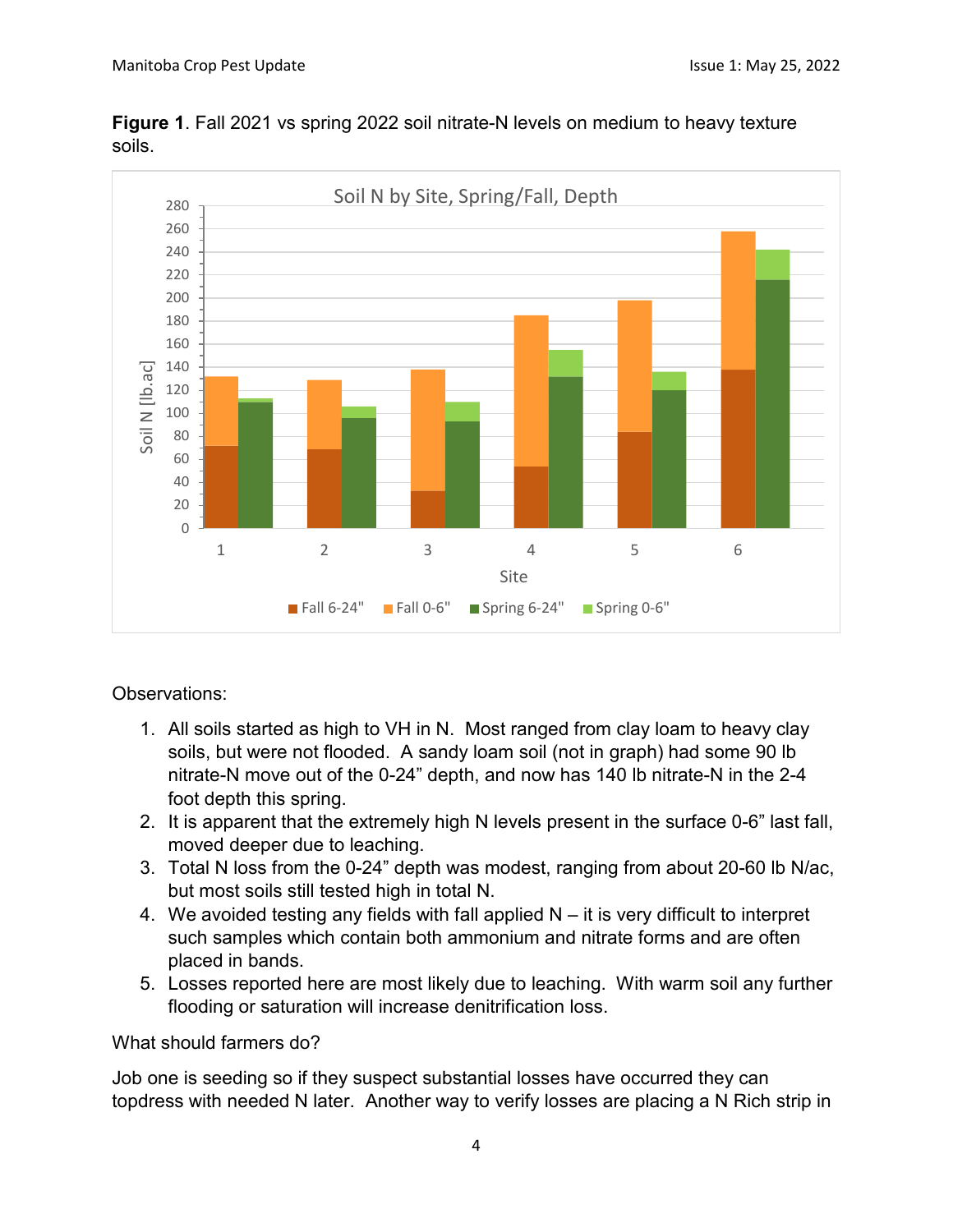**Figure 1**. Fall 2021 vs spring 2022 soil nitrate-N levels on medium to heavy texture soils.

Observations:

1. All soils started as high to VH in N. Most ranged from clay loam to heavy clay soils, but were not flooded. A sandy loam soil (not in graph) had some 90 lb nitrate-N move out of the 0-24" depth, and now has 140 lb nitrate-N in the 2-4 foot depth this spring.
2. It is apparent that the extremely high N levels present in the surface 0-6" last fall, moved deeper due to leaching.
3. Total N loss from the 0-24" depth was modest, ranging from about 20-60 lb N/ac, but most soils still tested high in total N.
4. We avoided testing any fields with fall applied N – it is very difficult to interpret such samples which contain both ammonium and nitrate forms and are often placed in bands.
5. Losses reported here are most likely due to leaching. With warm soil any further flooding or saturation will increase denitrification loss.

What should farmers do?

Job one is seeding so if they suspect substantial losses have occurred they can topdress with needed N later. Another way to verify losses are placing a N Rich strip in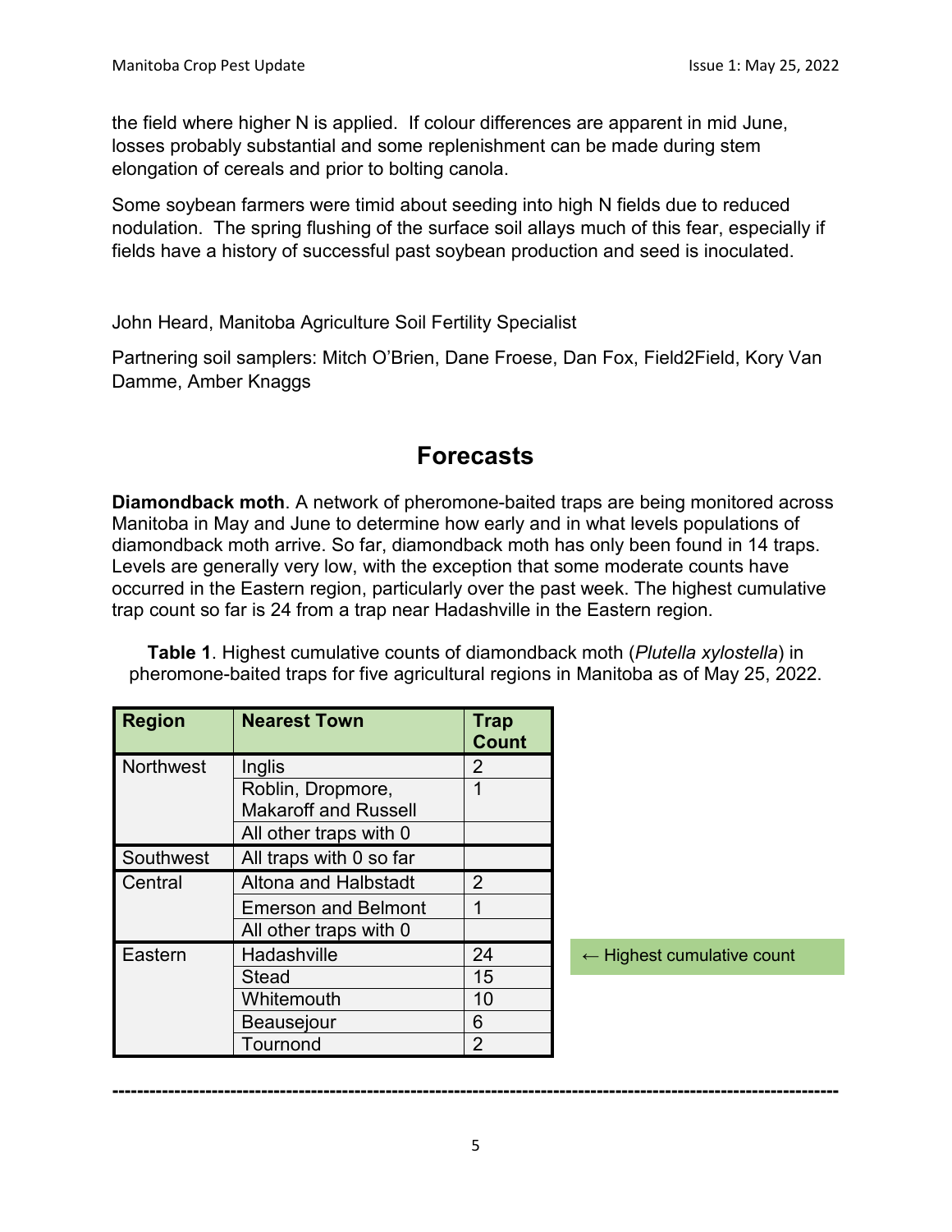the field where higher N is applied. If colour differences are apparent in mid June, losses probably substantial and some replenishment can be made during stem elongation of cereals and prior to bolting canola.

Some soybean farmers were timid about seeding into high N fields due to reduced nodulation. The spring flushing of the surface soil allays much of this fear, especially if fields have a history of successful past soybean production and seed is inoculated.

John Heard, Manitoba Agriculture Soil Fertility Specialist

Partnering soil samplers: Mitch O'Brien, Dane Froese, Dan Fox, Field2Field, Kory Van Damme, Amber Knaggs

## Forecasts

**Diamondback moth**. A network of pheromone-baited traps are being monitored across Manitoba in May and June to determine how early and in what levels populations of diamondback moth arrive. So far, diamondback moth has only been found in 14 traps. Levels are generally very low, with the exception that some moderate counts have occurred in the Eastern region, particularly over the past week. The highest cumulative trap count so far is 24 from a trap near Hadashville in the Eastern region.

**Table 1**. Highest cumulative counts of diamondback moth (*Plutella xylostella*) in pheromone-baited traps for five agricultural regions in Manitoba as of May 25, 2022.

| Region | Nearest Town | Trap Count |
|---|---|---|
| Northwest | Inglis | 2 |
| | Roblin, Dropmore, Makaroff and Russell | 1 |
| | All other traps with 0 | |
| Southwest | All traps with 0 so far | |
| Central | Altona and Halbstadt | 2 |
| | Emerson and Belmont | 1 |
| | All other traps with 0 | |
| Eastern | Hadashville | 24 ← Highest cumulative count |
| | Stead | 15 |
| | Whitemouth | 10 |
| | Beausejour | 6 |
| | Tournond | 2 |

---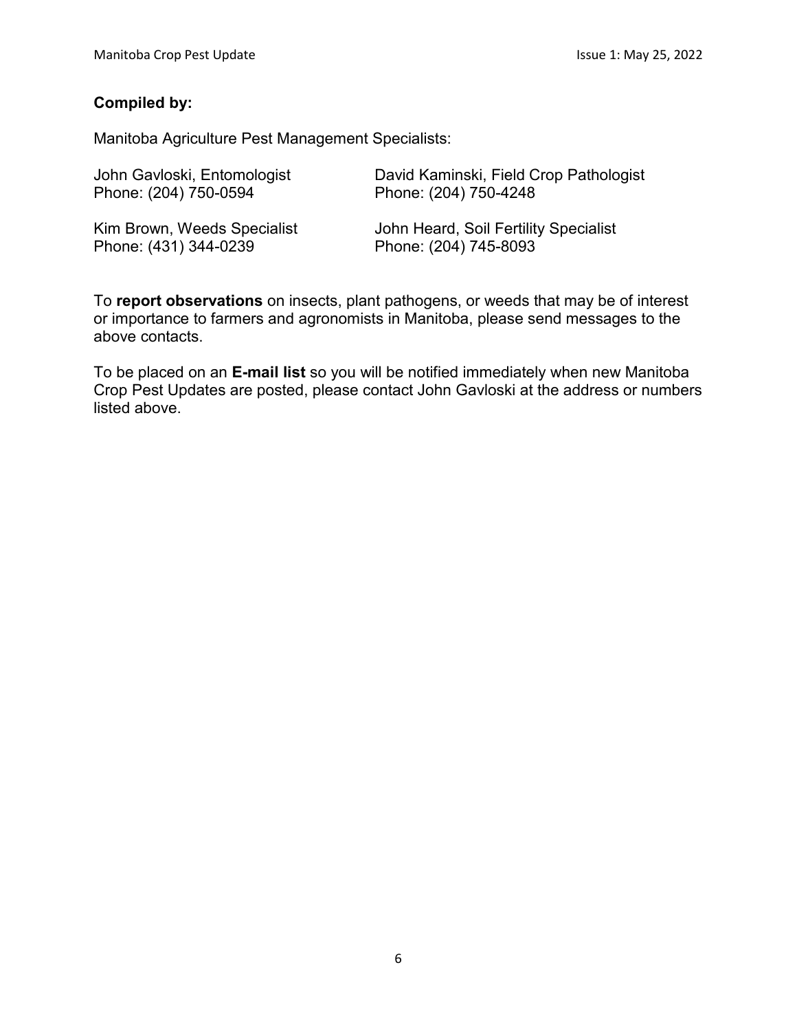**Compiled by:**

Manitoba Agriculture Pest Management Specialists:

John Gavloski, Entomologist
Phone: (204) 750-0594

David Kaminski, Field Crop Pathologist
Phone: (204) 750-4248

Kim Brown, Weeds Specialist
Phone: (431) 344-0239

John Heard, Soil Fertility Specialist
Phone: (204) 745-8093

To **report observations** on insects, plant pathogens, or weeds that may be of interest or importance to farmers and agronomists in Manitoba, please send messages to the above contacts.

To be placed on an **E-mail list** so you will be notified immediately when new Manitoba Crop Pest Updates are posted, please contact John Gavloski at the address or numbers listed above.